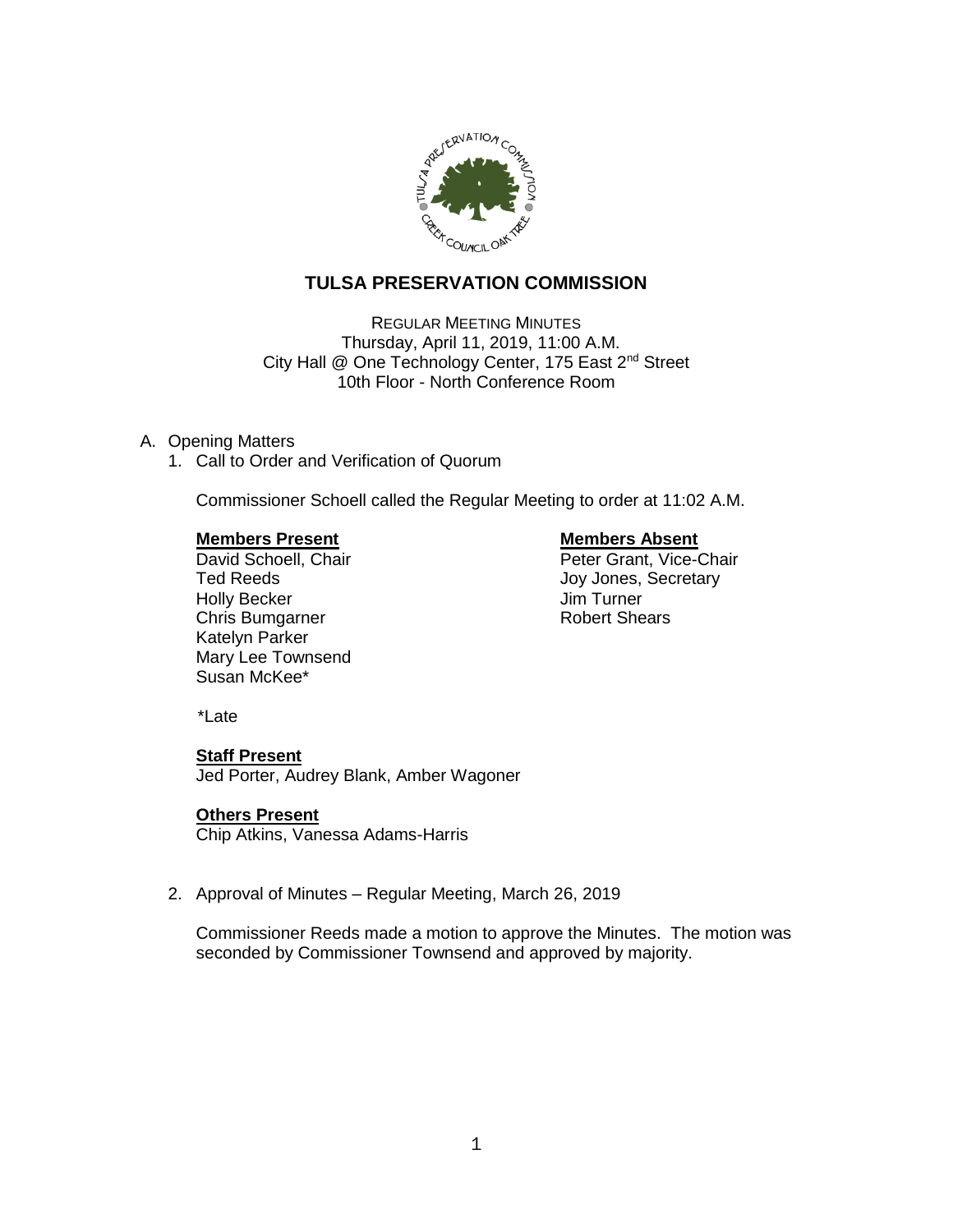# TULSA PRESERVATION COMMISSION

REGULAR MEETING MINUTES
Thursday, April 11, 2019, 11:00 A.M.
City Hall @ One Technology Center, 175 East 2nd Street
10th Floor - North Conference Room

A. Opening Matters

1. Call to Order and Verification of Quorum

   Commissioner Schoell called the Regular Meeting to order at 11:02 A.M.

   **Members Present**
   David Schoell, Chair
   Ted Reeds
   Holly Becker
   Chris Bumgarner
   Katelyn Parker
   Mary Lee Townsend
   Susan McKee*

   **Members Absent**
   Peter Grant, Vice-Chair
   Joy Jones, Secretary
   Jim Turner
   Robert Shears

   *Late

   **Staff Present**
   Jed Porter, Audrey Blank, Amber Wagoner

   **Others Present**
   Chip Atkins, Vanessa Adams-Harris

2. Approval of Minutes – Regular Meeting, March 26, 2019

   Commissioner Reeds made a motion to approve the Minutes. The motion was seconded by Commissioner Townsend and approved by majority.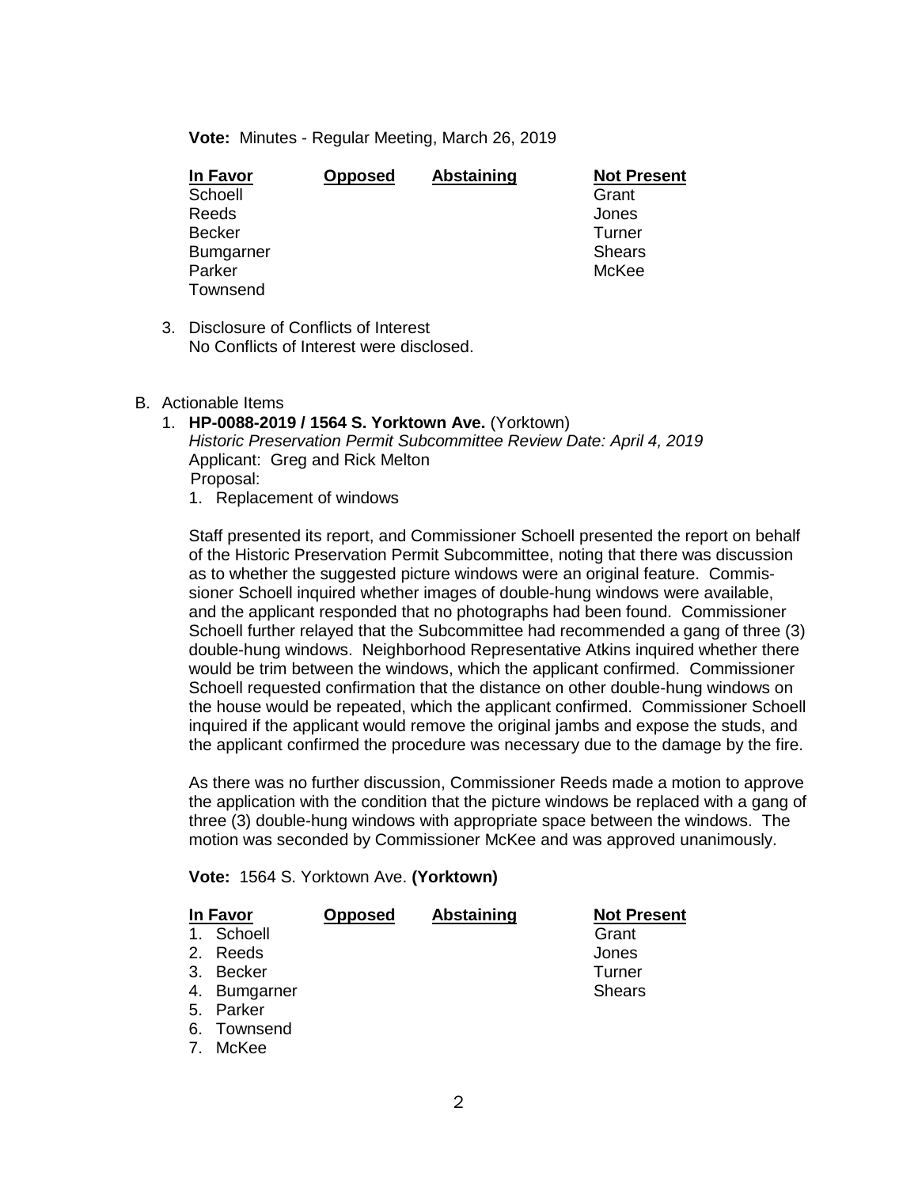**Vote:** Minutes - Regular Meeting, March 26, 2019

| In Favor | Opposed | Abstaining | Not Present |
|---|---|---|---|
| Schoell | | | Grant |
| Reeds | | | Jones |
| Becker | | | Turner |
| Bumgarner | | | Shears |
| Parker | | | McKee |
| Townsend | | | |

3. Disclosure of Conflicts of Interest
   No Conflicts of Interest were disclosed.

B. Actionable Items

1. **HP-0088-2019 / 1564 S. Yorktown Ave.** (Yorktown)
   *Historic Preservation Permit Subcommittee Review Date: April 4, 2019*
   Applicant: Greg and Rick Melton
   Proposal:
   1. Replacement of windows

   Staff presented its report, and Commissioner Schoell presented the report on behalf of the Historic Preservation Permit Subcommittee, noting that there was discussion as to whether the suggested picture windows were an original feature. Commissioner Schoell inquired whether images of double-hung windows were available, and the applicant responded that no photographs had been found. Commissioner Schoell further relayed that the Subcommittee had recommended a gang of three (3) double-hung windows. Neighborhood Representative Atkins inquired whether there would be trim between the windows, which the applicant confirmed. Commissioner Schoell requested confirmation that the distance on other double-hung windows on the house would be repeated, which the applicant confirmed. Commissioner Schoell inquired if the applicant would remove the original jambs and expose the studs, and the applicant confirmed the procedure was necessary due to the damage by the fire.

   As there was no further discussion, Commissioner Reeds made a motion to approve the application with the condition that the picture windows be replaced with a gang of three (3) double-hung windows with appropriate space between the windows. The motion was seconded by Commissioner McKee and was approved unanimously.

   **Vote:** 1564 S. Yorktown Ave. **(Yorktown)**

| In Favor | Opposed | Abstaining | Not Present |
|---|---|---|---|
| 1. Schoell | | | Grant |
| 2. Reeds | | | Jones |
| 3. Becker | | | Turner |
| 4. Bumgarner | | | Shears |
| 5. Parker | | | |
| 6. Townsend | | | |
| 7. McKee | | | |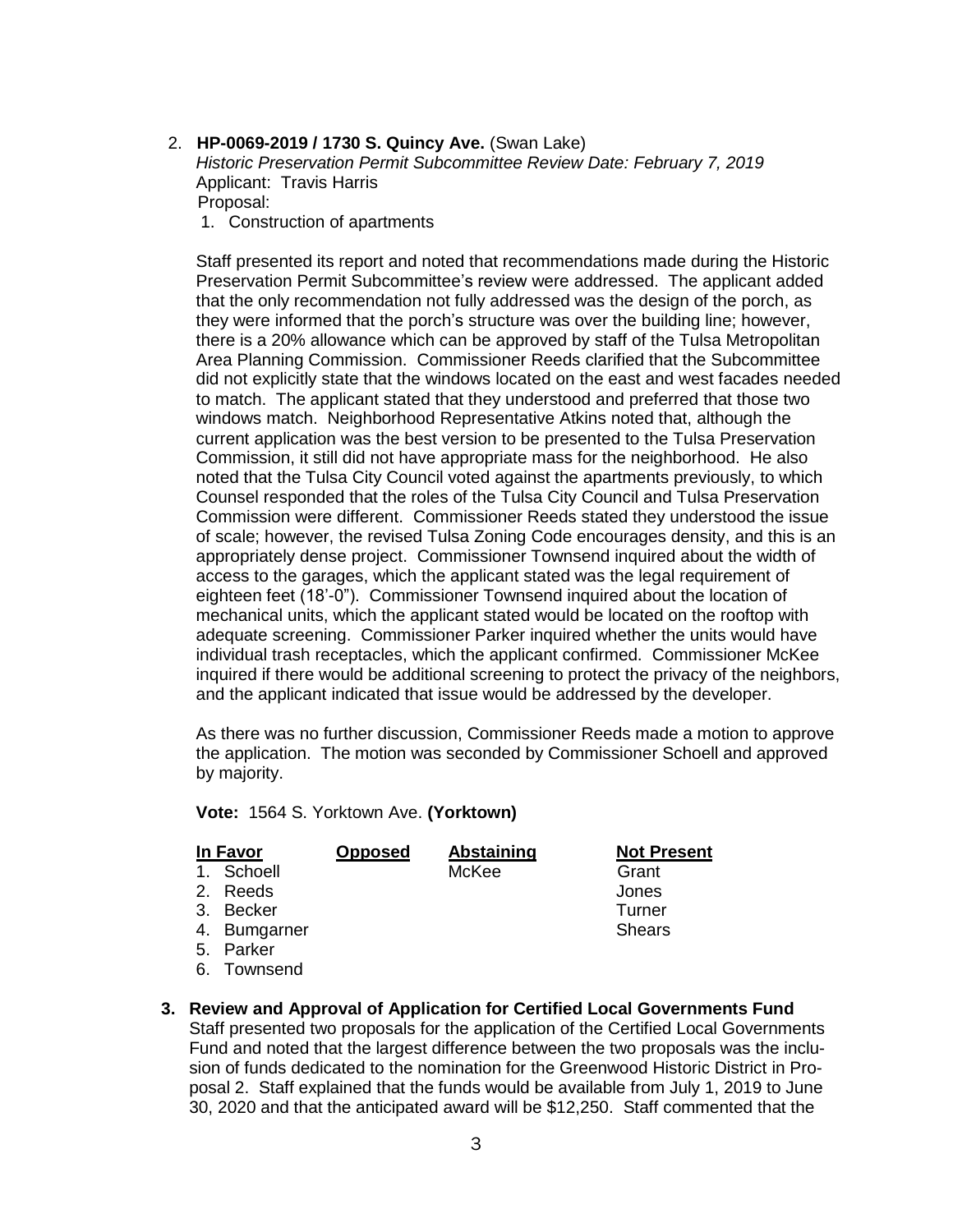2. **HP-0069-2019 / 1730 S. Quincy Ave.** (Swan Lake)
   *Historic Preservation Permit Subcommittee Review Date: February 7, 2019*
   Applicant: Travis Harris
   Proposal:
   1. Construction of apartments

   Staff presented its report and noted that recommendations made during the Historic Preservation Permit Subcommittee's review were addressed. The applicant added that the only recommendation not fully addressed was the design of the porch, as they were informed that the porch's structure was over the building line; however, there is a 20% allowance which can be approved by staff of the Tulsa Metropolitan Area Planning Commission. Commissioner Reeds clarified that the Subcommittee did not explicitly state that the windows located on the east and west facades needed to match. The applicant stated that they understood and preferred that those two windows match. Neighborhood Representative Atkins noted that, although the current application was the best version to be presented to the Tulsa Preservation Commission, it still did not have appropriate mass for the neighborhood. He also noted that the Tulsa City Council voted against the apartments previously, to which Counsel responded that the roles of the Tulsa City Council and Tulsa Preservation Commission were different. Commissioner Reeds stated they understood the issue of scale; however, the revised Tulsa Zoning Code encourages density, and this is an appropriately dense project. Commissioner Townsend inquired about the width of access to the garages, which the applicant stated was the legal requirement of eighteen feet (18'-0"). Commissioner Townsend inquired about the location of mechanical units, which the applicant stated would be located on the rooftop with adequate screening. Commissioner Parker inquired whether the units would have individual trash receptacles, which the applicant confirmed. Commissioner McKee inquired if there would be additional screening to protect the privacy of the neighbors, and the applicant indicated that issue would be addressed by the developer.

   As there was no further discussion, Commissioner Reeds made a motion to approve the application. The motion was seconded by Commissioner Schoell and approved by majority.

   **Vote:** 1564 S. Yorktown Ave. **(Yorktown)**

| In Favor | Opposed | Abstaining | Not Present |
|---|---|---|---|
| 1. Schoell | | McKee | Grant |
| 2. Reeds | | | Jones |
| 3. Becker | | | Turner |
| 4. Bumgarner | | | Shears |
| 5. Parker | | | |
| 6. Townsend | | | |

3. **Review and Approval of Application for Certified Local Governments Fund**
   Staff presented two proposals for the application of the Certified Local Governments Fund and noted that the largest difference between the two proposals was the inclusion of funds dedicated to the nomination for the Greenwood Historic District in Proposal 2. Staff explained that the funds would be available from July 1, 2019 to June 30, 2020 and that the anticipated award will be $12,250. Staff commented that the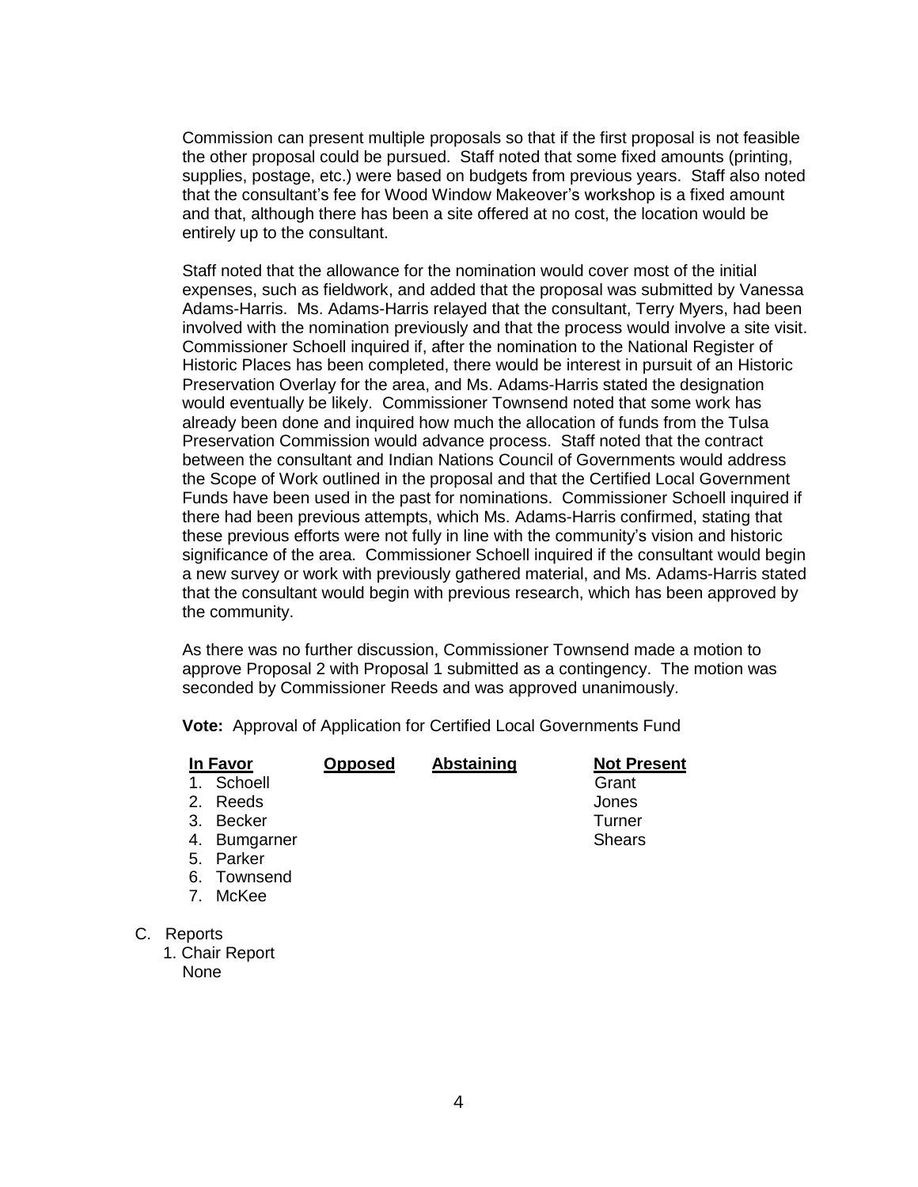Commission can present multiple proposals so that if the first proposal is not feasible the other proposal could be pursued. Staff noted that some fixed amounts (printing, supplies, postage, etc.) were based on budgets from previous years. Staff also noted that the consultant's fee for Wood Window Makeover's workshop is a fixed amount and that, although there has been a site offered at no cost, the location would be entirely up to the consultant.

Staff noted that the allowance for the nomination would cover most of the initial expenses, such as fieldwork, and added that the proposal was submitted by Vanessa Adams-Harris. Ms. Adams-Harris relayed that the consultant, Terry Myers, had been involved with the nomination previously and that the process would involve a site visit. Commissioner Schoell inquired if, after the nomination to the National Register of Historic Places has been completed, there would be interest in pursuit of an Historic Preservation Overlay for the area, and Ms. Adams-Harris stated the designation would eventually be likely. Commissioner Townsend noted that some work has already been done and inquired how much the allocation of funds from the Tulsa Preservation Commission would advance process. Staff noted that the contract between the consultant and Indian Nations Council of Governments would address the Scope of Work outlined in the proposal and that the Certified Local Government Funds have been used in the past for nominations. Commissioner Schoell inquired if there had been previous attempts, which Ms. Adams-Harris confirmed, stating that these previous efforts were not fully in line with the community's vision and historic significance of the area. Commissioner Schoell inquired if the consultant would begin a new survey or work with previously gathered material, and Ms. Adams-Harris stated that the consultant would begin with previous research, which has been approved by the community.

As there was no further discussion, Commissioner Townsend made a motion to approve Proposal 2 with Proposal 1 submitted as a contingency. The motion was seconded by Commissioner Reeds and was approved unanimously.

**Vote:** Approval of Application for Certified Local Governments Fund

| In Favor | Opposed | Abstaining | Not Present |
|---|---|---|---|
| 1. Schoell | | | Grant |
| 2. Reeds | | | Jones |
| 3. Becker | | | Turner |
| 4. Bumgarner | | | Shears |
| 5. Parker | | | |
| 6. Townsend | | | |
| 7. McKee | | | |

C. Reports

1. Chair Report

None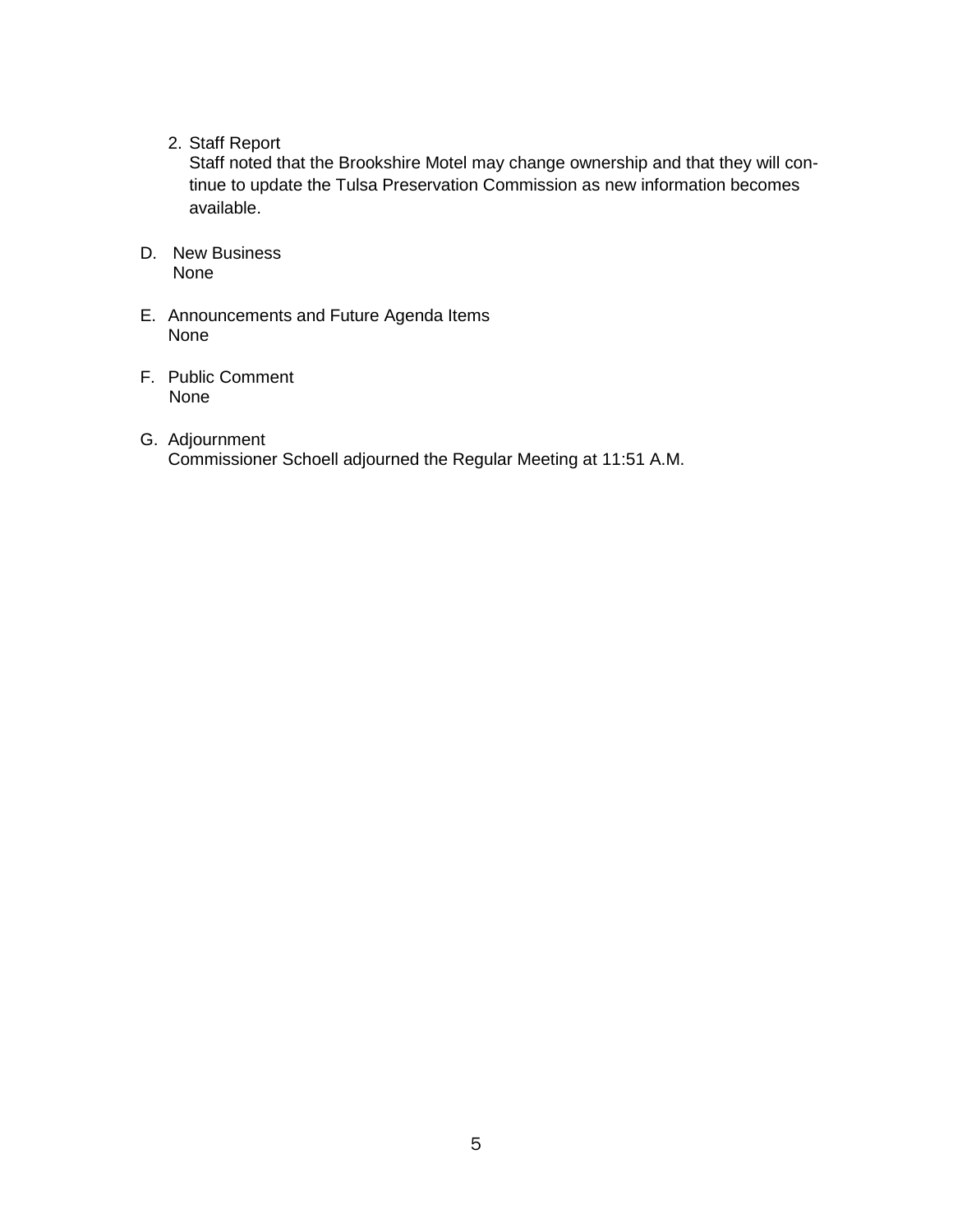2. Staff Report
   Staff noted that the Brookshire Motel may change ownership and that they will continue to update the Tulsa Preservation Commission as new information becomes available.

D. New Business
   None

E. Announcements and Future Agenda Items
   None

F. Public Comment
   None

G. Adjournment
   Commissioner Schoell adjourned the Regular Meeting at 11:51 A.M.